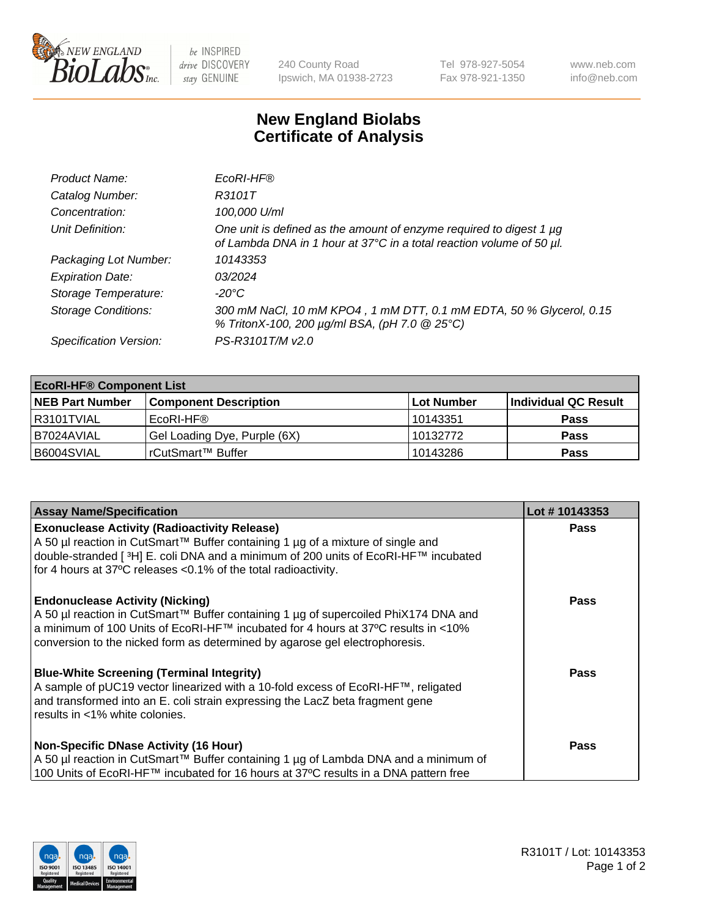# New England Biolabs
# Certificate of Analysis

| | |
|---|---|
| *Product Name:* | *EcoRI-HF®* |
| *Catalog Number:* | *R3101T* |
| *Concentration:* | *100,000 U/ml* |
| *Unit Definition:* | *One unit is defined as the amount of enzyme required to digest 1 µg of Lambda DNA in 1 hour at 37°C in a total reaction volume of 50 µl.* |
| *Packaging Lot Number:* | *10143353* |
| *Expiration Date:* | *03/2024* |
| *Storage Temperature:* | *-20°C* |
| *Storage Conditions:* | *300 mM NaCl, 10 mM KPO4 , 1 mM DTT, 0.1 mM EDTA, 50 % Glycerol, 0.15 % TritonX-100, 200 µg/ml BSA, (pH 7.0 @ 25°C)* |
| *Specification Version:* | *PS-R3101T/M v2.0* |

| **EcoRI-HF® Component List** | | | |
|---|---|---|---|
| **NEB Part Number** | **Component Description** | **Lot Number** | **Individual QC Result** |
| R3101TVIAL | EcoRI-HF® | 10143351 | **Pass** |
| B7024AVIAL | Gel Loading Dye, Purple (6X) | 10132772 | **Pass** |
| B6004SVIAL | rCutSmart™ Buffer | 10143286 | **Pass** |

| **Assay Name/Specification** | **Lot # 10143353** |
|---|---|
| **Exonuclease Activity (Radioactivity Release)**<br>A 50 µl reaction in CutSmart™ Buffer containing 1 µg of a mixture of single and double-stranded [ $^3$H] E. coli DNA and a minimum of 200 units of EcoRI-HF™ incubated for 4 hours at 37ºC releases <0.1% of the total radioactivity. | **Pass** |
| **Endonuclease Activity (Nicking)**<br>A 50 µl reaction in CutSmart™ Buffer containing 1 µg of supercoiled PhiX174 DNA and a minimum of 100 Units of EcoRI-HF™ incubated for 4 hours at 37ºC results in <10% conversion to the nicked form as determined by agarose gel electrophoresis. | **Pass** |
| **Blue-White Screening (Terminal Integrity)**<br>A sample of pUC19 vector linearized with a 10-fold excess of EcoRI-HF™, religated and transformed into an E. coli strain expressing the LacZ beta fragment gene results in <1% white colonies. | **Pass** |
| **Non-Specific DNase Activity (16 Hour)**<br>A 50 µl reaction in CutSmart™ Buffer containing 1 µg of Lambda DNA and a minimum of 100 Units of EcoRI-HF™ incubated for 16 hours at 37ºC results in a DNA pattern free | **Pass** |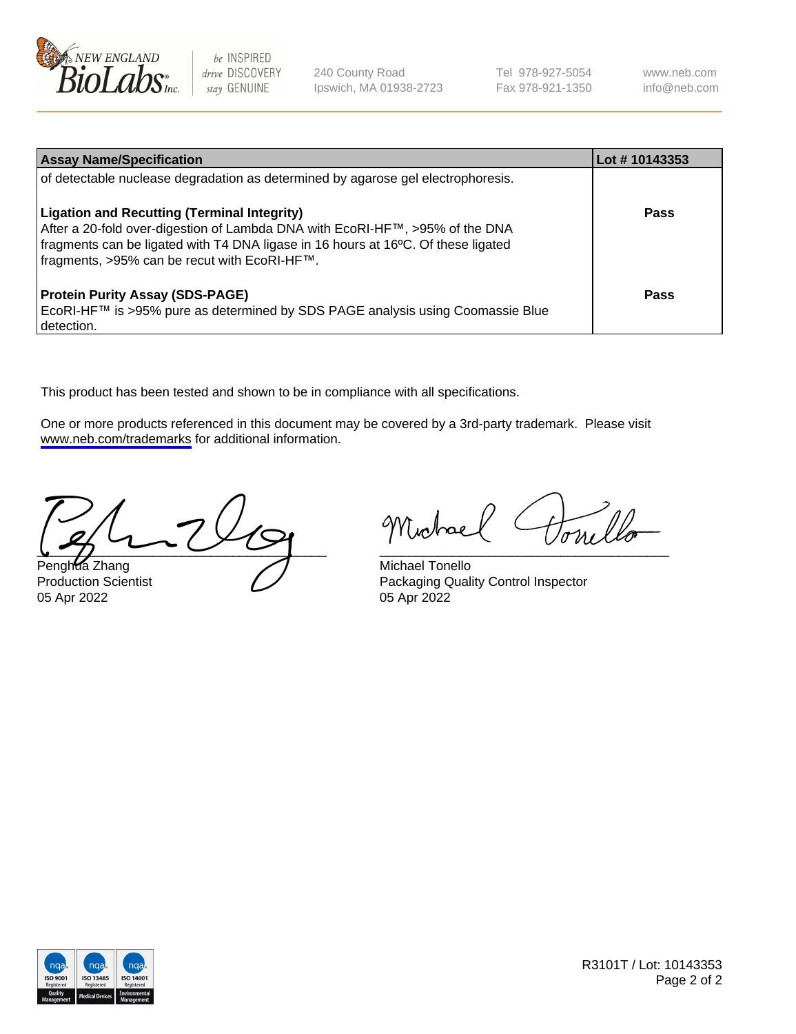| Assay Name/Specification | Lot # 10143353 |
| --- | --- |
| of detectable nuclease degradation as determined by agarose gel electrophoresis. | |
| **Ligation and Recutting (Terminal Integrity)**<br>After a 20-fold over-digestion of Lambda DNA with EcoRI-HF™, >95% of the DNA fragments can be ligated with T4 DNA ligase in 16 hours at 16ºC. Of these ligated fragments, >95% can be recut with EcoRI-HF™. | **Pass** |
| **Protein Purity Assay (SDS-PAGE)**<br>EcoRI-HF™ is >95% pure as determined by SDS PAGE analysis using Coomassie Blue detection. | **Pass** |

This product has been tested and shown to be in compliance with all specifications.

One or more products referenced in this document may be covered by a 3rd-party trademark. Please visit www.neb.com/trademarks for additional information.

Penghua Zhang
Production Scientist
05 Apr 2022

Michael Tonello
Packaging Quality Control Inspector
05 Apr 2022

R3101T / Lot: 10143353